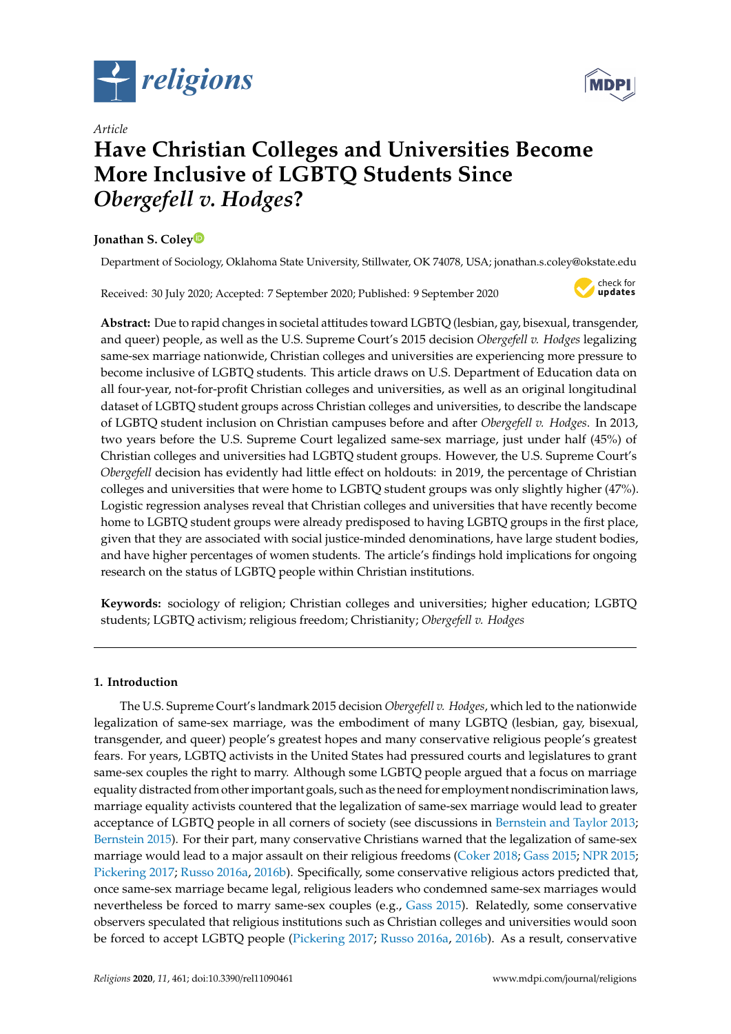*religions*

Article

# Have Christian Colleges and Universities Become More Inclusive of LGBTQ Students Since *Obergefell v. Hodges*?

**Jonathan S. Coley**

Department of Sociology, Oklahoma State University, Stillwater, OK 74078, USA; jonathan.s.coley@okstate.edu

Received: 30 July 2020; Accepted: 7 September 2020; Published: 9 September 2020

**Abstract:** Due to rapid changes in societal attitudes toward LGBTQ (lesbian, gay, bisexual, transgender, and queer) people, as well as the U.S. Supreme Court's 2015 decision *Obergefell v. Hodges* legalizing same-sex marriage nationwide, Christian colleges and universities are experiencing more pressure to become inclusive of LGBTQ students. This article draws on U.S. Department of Education data on all four-year, not-for-profit Christian colleges and universities, as well as an original longitudinal dataset of LGBTQ student groups across Christian colleges and universities, to describe the landscape of LGBTQ student inclusion on Christian campuses before and after *Obergefell v. Hodges*. In 2013, two years before the U.S. Supreme Court legalized same-sex marriage, just under half (45%) of Christian colleges and universities had LGBTQ student groups. However, the U.S. Supreme Court's *Obergefell* decision has evidently had little effect on holdouts: in 2019, the percentage of Christian colleges and universities that were home to LGBTQ student groups was only slightly higher (47%). Logistic regression analyses reveal that Christian colleges and universities that have recently become home to LGBTQ student groups were already predisposed to having LGBTQ groups in the first place, given that they are associated with social justice-minded denominations, have large student bodies, and have higher percentages of women students. The article's findings hold implications for ongoing research on the status of LGBTQ people within Christian institutions.

**Keywords:** sociology of religion; Christian colleges and universities; higher education; LGBTQ students; LGBTQ activism; religious freedom; Christianity; *Obergefell v. Hodges*

## 1. Introduction

The U.S. Supreme Court's landmark 2015 decision *Obergefell v. Hodges*, which led to the nationwide legalization of same-sex marriage, was the embodiment of many LGBTQ (lesbian, gay, bisexual, transgender, and queer) people's greatest hopes and many conservative religious people's greatest fears. For years, LGBTQ activists in the United States had pressured courts and legislatures to grant same-sex couples the right to marry. Although some LGBTQ people argued that a focus on marriage equality distracted from other important goals, such as the need for employment nondiscrimination laws, marriage equality activists countered that the legalization of same-sex marriage would lead to greater acceptance of LGBTQ people in all corners of society (see discussions in Bernstein and Taylor 2013; Bernstein 2015). For their part, many conservative Christians warned that the legalization of same-sex marriage would lead to a major assault on their religious freedoms (Coker 2018; Gass 2015; NPR 2015; Pickering 2017; Russo 2016a, 2016b). Specifically, some conservative religious actors predicted that, once same-sex marriage became legal, religious leaders who condemned same-sex marriages would nevertheless be forced to marry same-sex couples (e.g., Gass 2015). Relatedly, some conservative observers speculated that religious institutions such as Christian colleges and universities would soon be forced to accept LGBTQ people (Pickering 2017; Russo 2016a, 2016b). As a result, conservative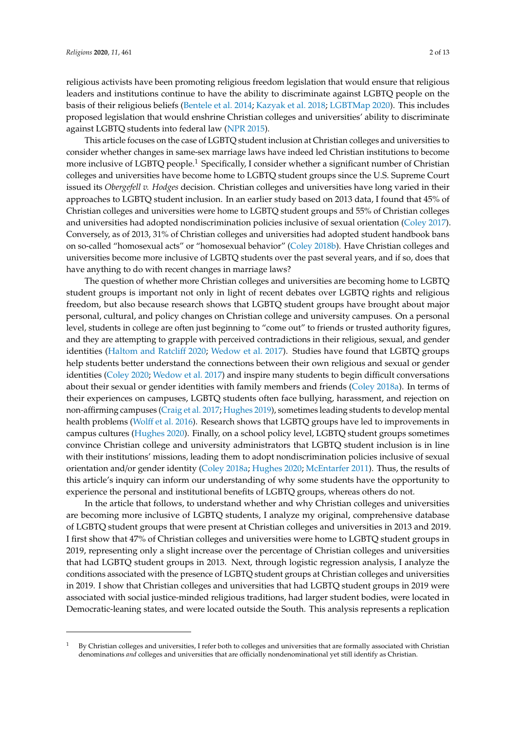religious activists have been promoting religious freedom legislation that would ensure that religious leaders and institutions continue to have the ability to discriminate against LGBTQ people on the basis of their religious beliefs (Bentele et al. 2014; Kazyak et al. 2018; LGBTMap 2020). This includes proposed legislation that would enshrine Christian colleges and universities' ability to discriminate against LGBTQ students into federal law (NPR 2015).

This article focuses on the case of LGBTQ student inclusion at Christian colleges and universities to consider whether changes in same-sex marriage laws have indeed led Christian institutions to become more inclusive of LGBTQ people.[1] Specifically, I consider whether a significant number of Christian colleges and universities have become home to LGBTQ student groups since the U.S. Supreme Court issued its *Obergefell v. Hodges* decision. Christian colleges and universities have long varied in their approaches to LGBTQ student inclusion. In an earlier study based on 2013 data, I found that 45% of Christian colleges and universities were home to LGBTQ student groups and 55% of Christian colleges and universities had adopted nondiscrimination policies inclusive of sexual orientation (Coley 2017). Conversely, as of 2013, 31% of Christian colleges and universities had adopted student handbook bans on so-called "homosexual acts" or "homosexual behavior" (Coley 2018b). Have Christian colleges and universities become more inclusive of LGBTQ students over the past several years, and if so, does that have anything to do with recent changes in marriage laws?

The question of whether more Christian colleges and universities are becoming home to LGBTQ student groups is important not only in light of recent debates over LGBTQ rights and religious freedom, but also because research shows that LGBTQ student groups have brought about major personal, cultural, and policy changes on Christian college and university campuses. On a personal level, students in college are often just beginning to "come out" to friends or trusted authority figures, and they are attempting to grapple with perceived contradictions in their religious, sexual, and gender identities (Haltom and Ratcliff 2020; Wedow et al. 2017). Studies have found that LGBTQ groups help students better understand the connections between their own religious and sexual or gender identities (Coley 2020; Wedow et al. 2017) and inspire many students to begin difficult conversations about their sexual or gender identities with family members and friends (Coley 2018a). In terms of their experiences on campuses, LGBTQ students often face bullying, harassment, and rejection on non-affirming campuses (Craig et al. 2017; Hughes 2019), sometimes leading students to develop mental health problems (Wolff et al. 2016). Research shows that LGBTQ groups have led to improvements in campus cultures (Hughes 2020). Finally, on a school policy level, LGBTQ student groups sometimes convince Christian college and university administrators that LGBTQ student inclusion is in line with their institutions' missions, leading them to adopt nondiscrimination policies inclusive of sexual orientation and/or gender identity (Coley 2018a; Hughes 2020; McEntarfer 2011). Thus, the results of this article's inquiry can inform our understanding of why some students have the opportunity to experience the personal and institutional benefits of LGBTQ groups, whereas others do not.

In the article that follows, to understand whether and why Christian colleges and universities are becoming more inclusive of LGBTQ students, I analyze my original, comprehensive database of LGBTQ student groups that were present at Christian colleges and universities in 2013 and 2019. I first show that 47% of Christian colleges and universities were home to LGBTQ student groups in 2019, representing only a slight increase over the percentage of Christian colleges and universities that had LGBTQ student groups in 2013. Next, through logistic regression analysis, I analyze the conditions associated with the presence of LGBTQ student groups at Christian colleges and universities in 2019. I show that Christian colleges and universities that had LGBTQ student groups in 2019 were associated with social justice-minded religious traditions, had larger student bodies, were located in Democratic-leaning states, and were located outside the South. This analysis represents a replication

[1] By Christian colleges and universities, I refer both to colleges and universities that are formally associated with Christian denominations *and* colleges and universities that are officially nondenominational yet still identify as Christian.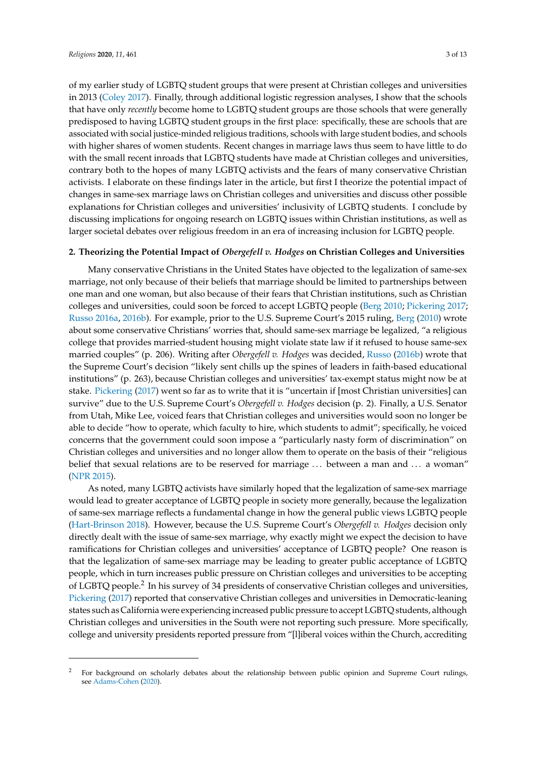of my earlier study of LGBTQ student groups that were present at Christian colleges and universities in 2013 (Coley 2017). Finally, through additional logistic regression analyses, I show that the schools that have only *recently* become home to LGBTQ student groups are those schools that were generally predisposed to having LGBTQ student groups in the first place: specifically, these are schools that are associated with social justice-minded religious traditions, schools with large student bodies, and schools with higher shares of women students. Recent changes in marriage laws thus seem to have little to do with the small recent inroads that LGBTQ students have made at Christian colleges and universities, contrary both to the hopes of many LGBTQ activists and the fears of many conservative Christian activists. I elaborate on these findings later in the article, but first I theorize the potential impact of changes in same-sex marriage laws on Christian colleges and universities and discuss other possible explanations for Christian colleges and universities' inclusivity of LGBTQ students. I conclude by discussing implications for ongoing research on LGBTQ issues within Christian institutions, as well as larger societal debates over religious freedom in an era of increasing inclusion for LGBTQ people.

## 2. Theorizing the Potential Impact of *Obergefell v. Hodges* on Christian Colleges and Universities

Many conservative Christians in the United States have objected to the legalization of same-sex marriage, not only because of their beliefs that marriage should be limited to partnerships between one man and one woman, but also because of their fears that Christian institutions, such as Christian colleges and universities, could soon be forced to accept LGBTQ people (Berg 2010; Pickering 2017; Russo 2016a, 2016b). For example, prior to the U.S. Supreme Court's 2015 ruling, Berg (2010) wrote about some conservative Christians' worries that, should same-sex marriage be legalized, "a religious college that provides married-student housing might violate state law if it refused to house same-sex married couples" (p. 206). Writing after *Obergefell v. Hodges* was decided, Russo (2016b) wrote that the Supreme Court's decision "likely sent chills up the spines of leaders in faith-based educational institutions" (p. 263), because Christian colleges and universities' tax-exempt status might now be at stake. Pickering (2017) went so far as to write that it is "uncertain if [most Christian universities] can survive" due to the U.S. Supreme Court's *Obergefell v. Hodges* decision (p. 2). Finally, a U.S. Senator from Utah, Mike Lee, voiced fears that Christian colleges and universities would soon no longer be able to decide "how to operate, which faculty to hire, which students to admit"; specifically, he voiced concerns that the government could soon impose a "particularly nasty form of discrimination" on Christian colleges and universities and no longer allow them to operate on the basis of their "religious belief that sexual relations are to be reserved for marriage ... between a man and ... a woman" (NPR 2015).

As noted, many LGBTQ activists have similarly hoped that the legalization of same-sex marriage would lead to greater acceptance of LGBTQ people in society more generally, because the legalization of same-sex marriage reflects a fundamental change in how the general public views LGBTQ people (Hart-Brinson 2018). However, because the U.S. Supreme Court's *Obergefell v. Hodges* decision only directly dealt with the issue of same-sex marriage, why exactly might we expect the decision to have ramifications for Christian colleges and universities' acceptance of LGBTQ people? One reason is that the legalization of same-sex marriage may be leading to greater public acceptance of LGBTQ people, which in turn increases public pressure on Christian colleges and universities to be accepting of LGBTQ people.[2] In his survey of 34 presidents of conservative Christian colleges and universities, Pickering (2017) reported that conservative Christian colleges and universities in Democratic-leaning states such as California were experiencing increased public pressure to accept LGBTQ students, although Christian colleges and universities in the South were not reporting such pressure. More specifically, college and university presidents reported pressure from "[l]iberal voices within the Church, accrediting

---

[2] For background on scholarly debates about the relationship between public opinion and Supreme Court rulings, see Adams-Cohen (2020).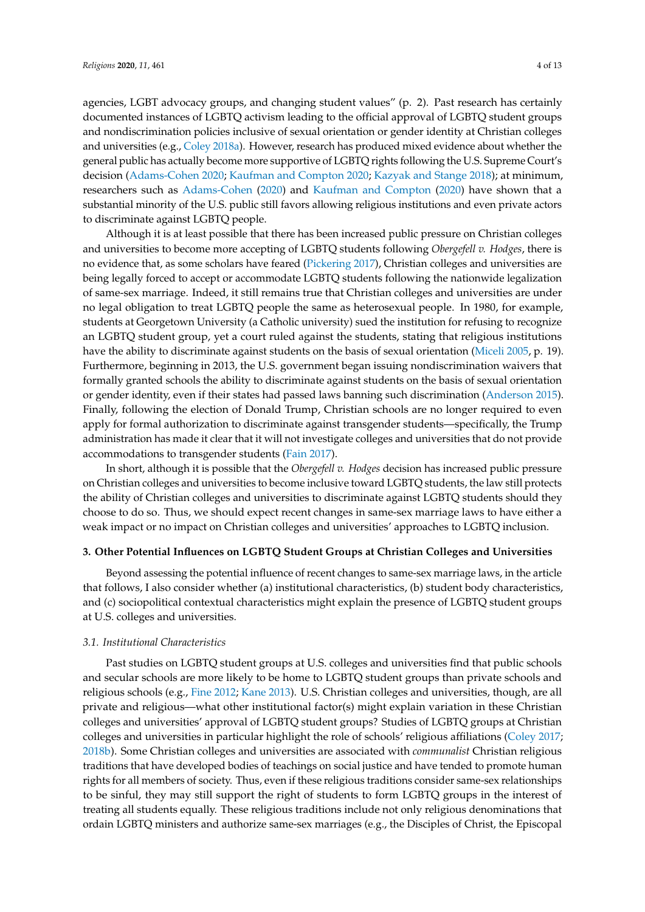agencies, LGBT advocacy groups, and changing student values" (p. 2). Past research has certainly documented instances of LGBTQ activism leading to the official approval of LGBTQ student groups and nondiscrimination policies inclusive of sexual orientation or gender identity at Christian colleges and universities (e.g., Coley 2018a). However, research has produced mixed evidence about whether the general public has actually become more supportive of LGBTQ rights following the U.S. Supreme Court's decision (Adams-Cohen 2020; Kaufman and Compton 2020; Kazyak and Stange 2018); at minimum, researchers such as Adams-Cohen (2020) and Kaufman and Compton (2020) have shown that a substantial minority of the U.S. public still favors allowing religious institutions and even private actors to discriminate against LGBTQ people.

Although it is at least possible that there has been increased public pressure on Christian colleges and universities to become more accepting of LGBTQ students following *Obergefell v. Hodges*, there is no evidence that, as some scholars have feared (Pickering 2017), Christian colleges and universities are being legally forced to accept or accommodate LGBTQ students following the nationwide legalization of same-sex marriage. Indeed, it still remains true that Christian colleges and universities are under no legal obligation to treat LGBTQ people the same as heterosexual people. In 1980, for example, students at Georgetown University (a Catholic university) sued the institution for refusing to recognize an LGBTQ student group, yet a court ruled against the students, stating that religious institutions have the ability to discriminate against students on the basis of sexual orientation (Miceli 2005, p. 19). Furthermore, beginning in 2013, the U.S. government began issuing nondiscrimination waivers that formally granted schools the ability to discriminate against students on the basis of sexual orientation or gender identity, even if their states had passed laws banning such discrimination (Anderson 2015). Finally, following the election of Donald Trump, Christian schools are no longer required to even apply for formal authorization to discriminate against transgender students—specifically, the Trump administration has made it clear that it will not investigate colleges and universities that do not provide accommodations to transgender students (Fain 2017).

In short, although it is possible that the *Obergefell v. Hodges* decision has increased public pressure on Christian colleges and universities to become inclusive toward LGBTQ students, the law still protects the ability of Christian colleges and universities to discriminate against LGBTQ students should they choose to do so. Thus, we should expect recent changes in same-sex marriage laws to have either a weak impact or no impact on Christian colleges and universities' approaches to LGBTQ inclusion.

## 3. Other Potential Influences on LGBTQ Student Groups at Christian Colleges and Universities

Beyond assessing the potential influence of recent changes to same-sex marriage laws, in the article that follows, I also consider whether (a) institutional characteristics, (b) student body characteristics, and (c) sociopolitical contextual characteristics might explain the presence of LGBTQ student groups at U.S. colleges and universities.

### *3.1. Institutional Characteristics*

Past studies on LGBTQ student groups at U.S. colleges and universities find that public schools and secular schools are more likely to be home to LGBTQ student groups than private schools and religious schools (e.g., Fine 2012; Kane 2013). U.S. Christian colleges and universities, though, are all private and religious—what other institutional factor(s) might explain variation in these Christian colleges and universities' approval of LGBTQ student groups? Studies of LGBTQ groups at Christian colleges and universities in particular highlight the role of schools' religious affiliations (Coley 2017; 2018b). Some Christian colleges and universities are associated with *communalist* Christian religious traditions that have developed bodies of teachings on social justice and have tended to promote human rights for all members of society. Thus, even if these religious traditions consider same-sex relationships to be sinful, they may still support the right of students to form LGBTQ groups in the interest of treating all students equally. These religious traditions include not only religious denominations that ordain LGBTQ ministers and authorize same-sex marriages (e.g., the Disciples of Christ, the Episcopal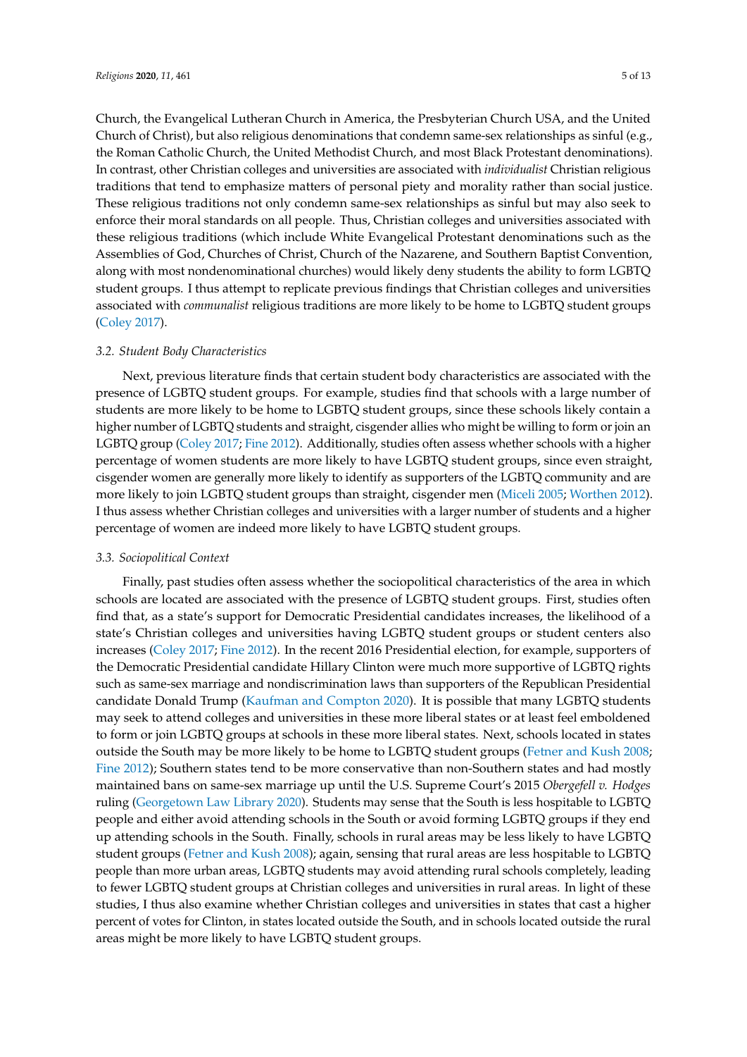Church, the Evangelical Lutheran Church in America, the Presbyterian Church USA, and the United Church of Christ), but also religious denominations that condemn same-sex relationships as sinful (e.g., the Roman Catholic Church, the United Methodist Church, and most Black Protestant denominations). In contrast, other Christian colleges and universities are associated with *individualist* Christian religious traditions that tend to emphasize matters of personal piety and morality rather than social justice. These religious traditions not only condemn same-sex relationships as sinful but may also seek to enforce their moral standards on all people. Thus, Christian colleges and universities associated with these religious traditions (which include White Evangelical Protestant denominations such as the Assemblies of God, Churches of Christ, Church of the Nazarene, and Southern Baptist Convention, along with most nondenominational churches) would likely deny students the ability to form LGBTQ student groups. I thus attempt to replicate previous findings that Christian colleges and universities associated with *communalist* religious traditions are more likely to be home to LGBTQ student groups (Coley 2017).

### 3.2. Student Body Characteristics

Next, previous literature finds that certain student body characteristics are associated with the presence of LGBTQ student groups. For example, studies find that schools with a large number of students are more likely to be home to LGBTQ student groups, since these schools likely contain a higher number of LGBTQ students and straight, cisgender allies who might be willing to form or join an LGBTQ group (Coley 2017; Fine 2012). Additionally, studies often assess whether schools with a higher percentage of women students are more likely to have LGBTQ student groups, since even straight, cisgender women are generally more likely to identify as supporters of the LGBTQ community and are more likely to join LGBTQ student groups than straight, cisgender men (Miceli 2005; Worthen 2012). I thus assess whether Christian colleges and universities with a larger number of students and a higher percentage of women are indeed more likely to have LGBTQ student groups.

### 3.3. Sociopolitical Context

Finally, past studies often assess whether the sociopolitical characteristics of the area in which schools are located are associated with the presence of LGBTQ student groups. First, studies often find that, as a state's support for Democratic Presidential candidates increases, the likelihood of a state's Christian colleges and universities having LGBTQ student groups or student centers also increases (Coley 2017; Fine 2012). In the recent 2016 Presidential election, for example, supporters of the Democratic Presidential candidate Hillary Clinton were much more supportive of LGBTQ rights such as same-sex marriage and nondiscrimination laws than supporters of the Republican Presidential candidate Donald Trump (Kaufman and Compton 2020). It is possible that many LGBTQ students may seek to attend colleges and universities in these more liberal states or at least feel emboldened to form or join LGBTQ groups at schools in these more liberal states. Next, schools located in states outside the South may be more likely to be home to LGBTQ student groups (Fetner and Kush 2008; Fine 2012); Southern states tend to be more conservative than non-Southern states and had mostly maintained bans on same-sex marriage up until the U.S. Supreme Court's 2015 *Obergefell v. Hodges* ruling (Georgetown Law Library 2020). Students may sense that the South is less hospitable to LGBTQ people and either avoid attending schools in the South or avoid forming LGBTQ groups if they end up attending schools in the South. Finally, schools in rural areas may be less likely to have LGBTQ student groups (Fetner and Kush 2008); again, sensing that rural areas are less hospitable to LGBTQ people than more urban areas, LGBTQ students may avoid attending rural schools completely, leading to fewer LGBTQ student groups at Christian colleges and universities in rural areas. In light of these studies, I thus also examine whether Christian colleges and universities in states that cast a higher percent of votes for Clinton, in states located outside the South, and in schools located outside the rural areas might be more likely to have LGBTQ student groups.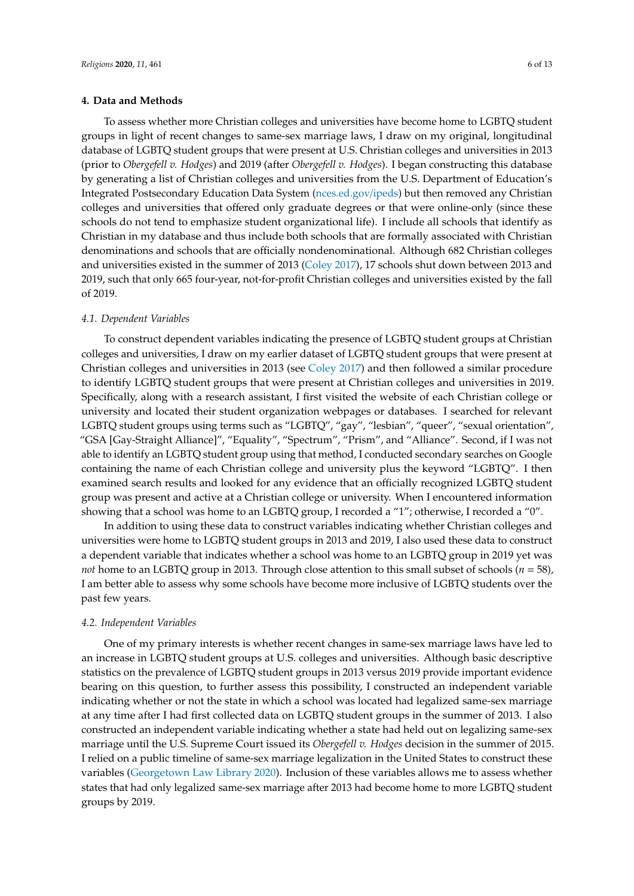## 4. Data and Methods

To assess whether more Christian colleges and universities have become home to LGBTQ student groups in light of recent changes to same-sex marriage laws, I draw on my original, longitudinal database of LGBTQ student groups that were present at U.S. Christian colleges and universities in 2013 (prior to *Obergefell v. Hodges*) and 2019 (after *Obergefell v. Hodges*). I began constructing this database by generating a list of Christian colleges and universities from the U.S. Department of Education's Integrated Postsecondary Education Data System (nces.ed.gov/ipeds) but then removed any Christian colleges and universities that offered only graduate degrees or that were online-only (since these schools do not tend to emphasize student organizational life). I include all schools that identify as Christian in my database and thus include both schools that are formally associated with Christian denominations and schools that are officially nondenominational. Although 682 Christian colleges and universities existed in the summer of 2013 (Coley 2017), 17 schools shut down between 2013 and 2019, such that only 665 four-year, not-for-profit Christian colleges and universities existed by the fall of 2019.

### *4.1. Dependent Variables*

To construct dependent variables indicating the presence of LGBTQ student groups at Christian colleges and universities, I draw on my earlier dataset of LGBTQ student groups that were present at Christian colleges and universities in 2013 (see Coley 2017) and then followed a similar procedure to identify LGBTQ student groups that were present at Christian colleges and universities in 2019. Specifically, along with a research assistant, I first visited the website of each Christian college or university and located their student organization webpages or databases. I searched for relevant LGBTQ student groups using terms such as "LGBTQ", "gay", "lesbian", "queer", "sexual orientation", "GSA [Gay-Straight Alliance]", "Equality", "Spectrum", "Prism", and "Alliance". Second, if I was not able to identify an LGBTQ student group using that method, I conducted secondary searches on Google containing the name of each Christian college and university plus the keyword "LGBTQ". I then examined search results and looked for any evidence that an officially recognized LGBTQ student group was present and active at a Christian college or university. When I encountered information showing that a school was home to an LGBTQ group, I recorded a "1"; otherwise, I recorded a "0".

In addition to using these data to construct variables indicating whether Christian colleges and universities were home to LGBTQ student groups in 2013 and 2019, I also used these data to construct a dependent variable that indicates whether a school was home to an LGBTQ group in 2019 yet was *not* home to an LGBTQ group in 2013. Through close attention to this small subset of schools ($n = 58$), I am better able to assess why some schools have become more inclusive of LGBTQ students over the past few years.

### *4.2. Independent Variables*

One of my primary interests is whether recent changes in same-sex marriage laws have led to an increase in LGBTQ student groups at U.S. colleges and universities. Although basic descriptive statistics on the prevalence of LGBTQ student groups in 2013 versus 2019 provide important evidence bearing on this question, to further assess this possibility, I constructed an independent variable indicating whether or not the state in which a school was located had legalized same-sex marriage at any time after I had first collected data on LGBTQ student groups in the summer of 2013. I also constructed an independent variable indicating whether a state had held out on legalizing same-sex marriage until the U.S. Supreme Court issued its *Obergefell v. Hodges* decision in the summer of 2015. I relied on a public timeline of same-sex marriage legalization in the United States to construct these variables (Georgetown Law Library 2020). Inclusion of these variables allows me to assess whether states that had only legalized same-sex marriage after 2013 had become home to more LGBTQ student groups by 2019.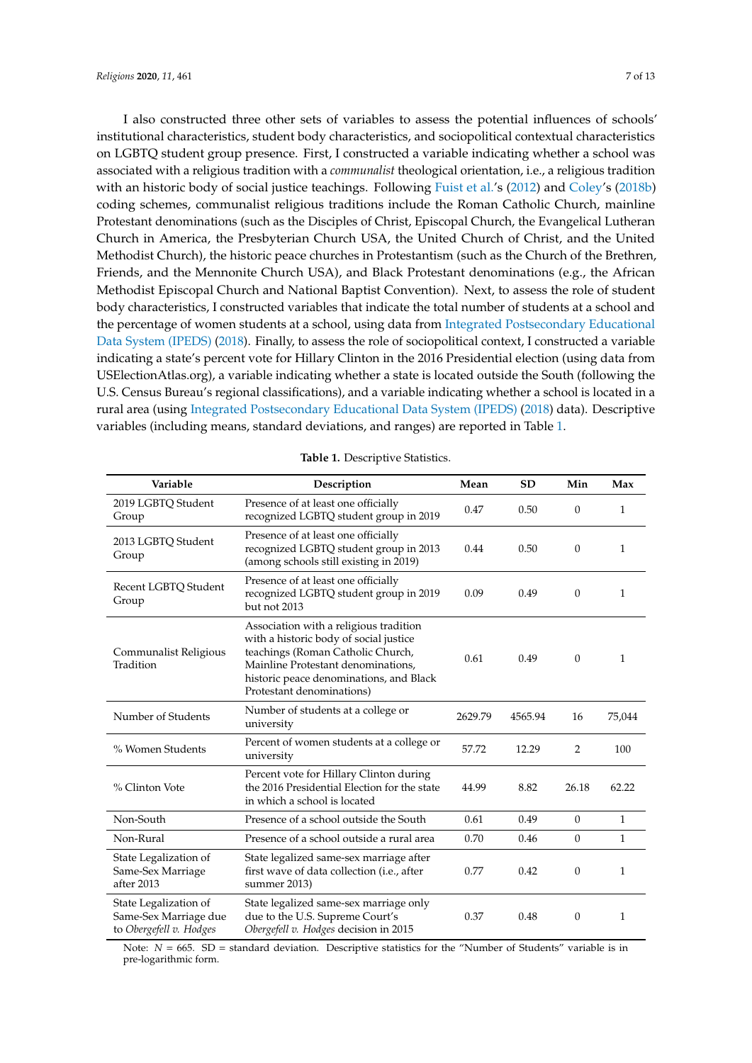I also constructed three other sets of variables to assess the potential influences of schools' institutional characteristics, student body characteristics, and sociopolitical contextual characteristics on LGBTQ student group presence. First, I constructed a variable indicating whether a school was associated with a religious tradition with a *communalist* theological orientation, i.e., a religious tradition with an historic body of social justice teachings. Following Fuist et al.'s (2012) and Coley's (2018b) coding schemes, communalist religious traditions include the Roman Catholic Church, mainline Protestant denominations (such as the Disciples of Christ, Episcopal Church, the Evangelical Lutheran Church in America, the Presbyterian Church USA, the United Church of Christ, and the United Methodist Church), the historic peace churches in Protestantism (such as the Church of the Brethren, Friends, and the Mennonite Church USA), and Black Protestant denominations (e.g., the African Methodist Episcopal Church and National Baptist Convention). Next, to assess the role of student body characteristics, I constructed variables that indicate the total number of students at a school and the percentage of women students at a school, using data from Integrated Postsecondary Educational Data System (IPEDS) (2018). Finally, to assess the role of sociopolitical context, I constructed a variable indicating a state's percent vote for Hillary Clinton in the 2016 Presidential election (using data from USElectionAtlas.org), a variable indicating whether a state is located outside the South (following the U.S. Census Bureau's regional classifications), and a variable indicating whether a school is located in a rural area (using Integrated Postsecondary Educational Data System (IPEDS) (2018) data). Descriptive variables (including means, standard deviations, and ranges) are reported in Table 1.

**Table 1.** Descriptive Statistics.

| Variable | Description | Mean | SD | Min | Max |
|---|---|---|---|---|---|
| 2019 LGBTQ Student Group | Presence of at least one officially recognized LGBTQ student group in 2019 | 0.47 | 0.50 | 0 | 1 |
| 2013 LGBTQ Student Group | Presence of at least one officially recognized LGBTQ student group in 2013 (among schools still existing in 2019) | 0.44 | 0.50 | 0 | 1 |
| Recent LGBTQ Student Group | Presence of at least one officially recognized LGBTQ student group in 2019 but not 2013 | 0.09 | 0.49 | 0 | 1 |
| Communalist Religious Tradition | Association with a religious tradition with a historic body of social justice teachings (Roman Catholic Church, Mainline Protestant denominations, historic peace denominations, and Black Protestant denominations) | 0.61 | 0.49 | 0 | 1 |
| Number of Students | Number of students at a college or university | 2629.79 | 4565.94 | 16 | 75,044 |
| % Women Students | Percent of women students at a college or university | 57.72 | 12.29 | 2 | 100 |
| % Clinton Vote | Percent vote for Hillary Clinton during the 2016 Presidential Election for the state in which a school is located | 44.99 | 8.82 | 26.18 | 62.22 |
| Non-South | Presence of a school outside the South | 0.61 | 0.49 | 0 | 1 |
| Non-Rural | Presence of a school outside a rural area | 0.70 | 0.46 | 0 | 1 |
| State Legalization of Same-Sex Marriage after 2013 | State legalized same-sex marriage after first wave of data collection (i.e., after summer 2013) | 0.77 | 0.42 | 0 | 1 |
| State Legalization of Same-Sex Marriage due to *Obergefell v. Hodges* | State legalized same-sex marriage only due to the U.S. Supreme Court's *Obergefell v. Hodges* decision in 2015 | 0.37 | 0.48 | 0 | 1 |

Note: $N = 665$. SD = standard deviation. Descriptive statistics for the "Number of Students" variable is in pre-logarithmic form.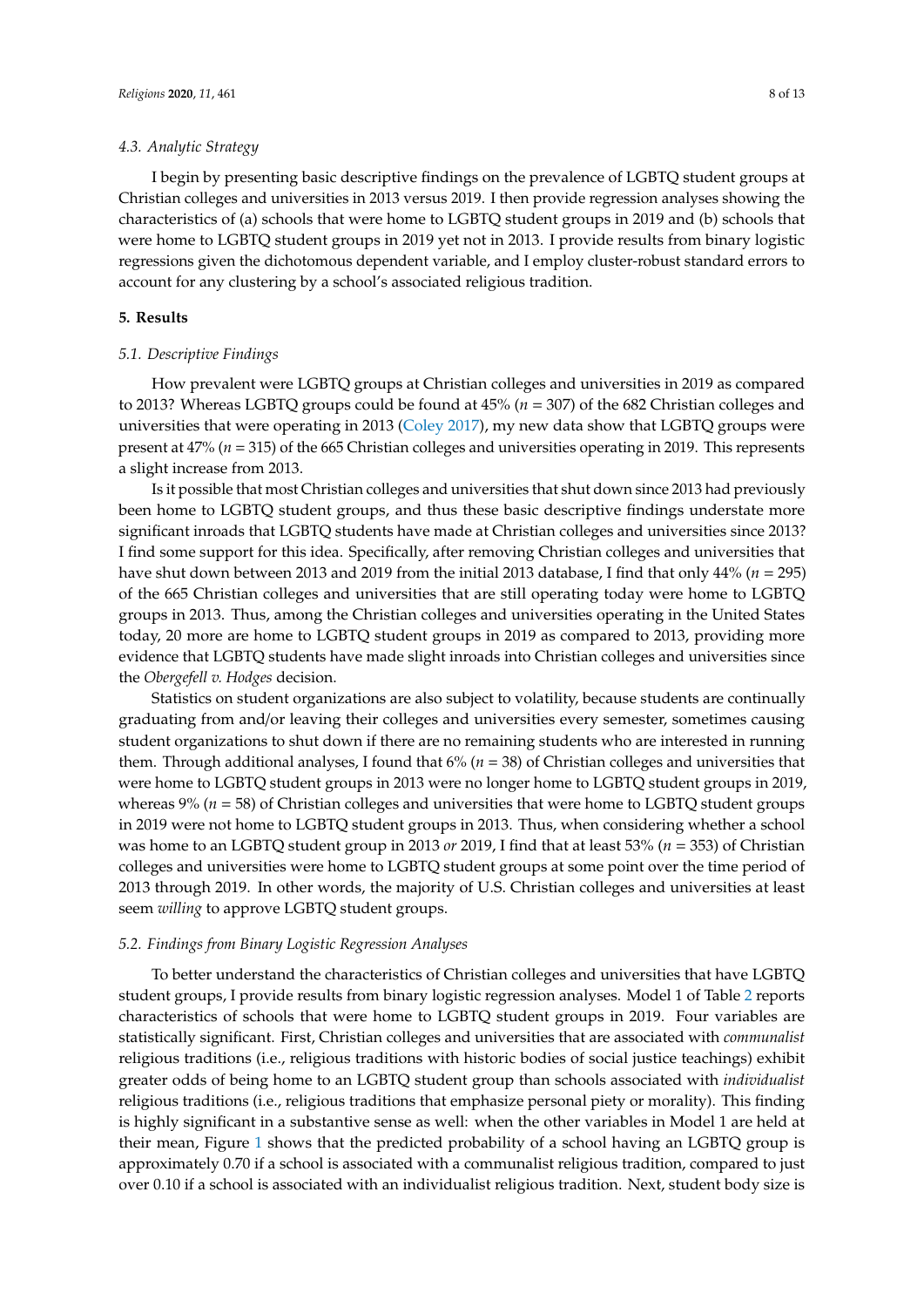### 4.3. Analytic Strategy

I begin by presenting basic descriptive findings on the prevalence of LGBTQ student groups at Christian colleges and universities in 2013 versus 2019. I then provide regression analyses showing the characteristics of (a) schools that were home to LGBTQ student groups in 2019 and (b) schools that were home to LGBTQ student groups in 2019 yet not in 2013. I provide results from binary logistic regressions given the dichotomous dependent variable, and I employ cluster-robust standard errors to account for any clustering by a school's associated religious tradition.

## 5. Results

### 5.1. Descriptive Findings

How prevalent were LGBTQ groups at Christian colleges and universities in 2019 as compared to 2013? Whereas LGBTQ groups could be found at 45% ($n$ = 307) of the 682 Christian colleges and universities that were operating in 2013 (Coley 2017), my new data show that LGBTQ groups were present at 47% ($n$ = 315) of the 665 Christian colleges and universities operating in 2019. This represents a slight increase from 2013.

Is it possible that most Christian colleges and universities that shut down since 2013 had previously been home to LGBTQ student groups, and thus these basic descriptive findings understate more significant inroads that LGBTQ students have made at Christian colleges and universities since 2013? I find some support for this idea. Specifically, after removing Christian colleges and universities that have shut down between 2013 and 2019 from the initial 2013 database, I find that only 44% ($n$ = 295) of the 665 Christian colleges and universities that are still operating today were home to LGBTQ groups in 2013. Thus, among the Christian colleges and universities operating in the United States today, 20 more are home to LGBTQ student groups in 2019 as compared to 2013, providing more evidence that LGBTQ students have made slight inroads into Christian colleges and universities since the *Obergefell v. Hodges* decision.

Statistics on student organizations are also subject to volatility, because students are continually graduating from and/or leaving their colleges and universities every semester, sometimes causing student organizations to shut down if there are no remaining students who are interested in running them. Through additional analyses, I found that 6% ($n$ = 38) of Christian colleges and universities that were home to LGBTQ student groups in 2013 were no longer home to LGBTQ student groups in 2019, whereas 9% ($n$ = 58) of Christian colleges and universities that were home to LGBTQ student groups in 2019 were not home to LGBTQ student groups in 2013. Thus, when considering whether a school was home to an LGBTQ student group in 2013 *or* 2019, I find that at least 53% ($n$ = 353) of Christian colleges and universities were home to LGBTQ student groups at some point over the time period of 2013 through 2019. In other words, the majority of U.S. Christian colleges and universities at least seem *willing* to approve LGBTQ student groups.

### 5.2. Findings from Binary Logistic Regression Analyses

To better understand the characteristics of Christian colleges and universities that have LGBTQ student groups, I provide results from binary logistic regression analyses. Model 1 of Table 2 reports characteristics of schools that were home to LGBTQ student groups in 2019. Four variables are statistically significant. First, Christian colleges and universities that are associated with *communalist* religious traditions (i.e., religious traditions with historic bodies of social justice teachings) exhibit greater odds of being home to an LGBTQ student group than schools associated with *individualist* religious traditions (i.e., religious traditions that emphasize personal piety or morality). This finding is highly significant in a substantive sense as well: when the other variables in Model 1 are held at their mean, Figure 1 shows that the predicted probability of a school having an LGBTQ group is approximately 0.70 if a school is associated with a communalist religious tradition, compared to just over 0.10 if a school is associated with an individualist religious tradition. Next, student body size is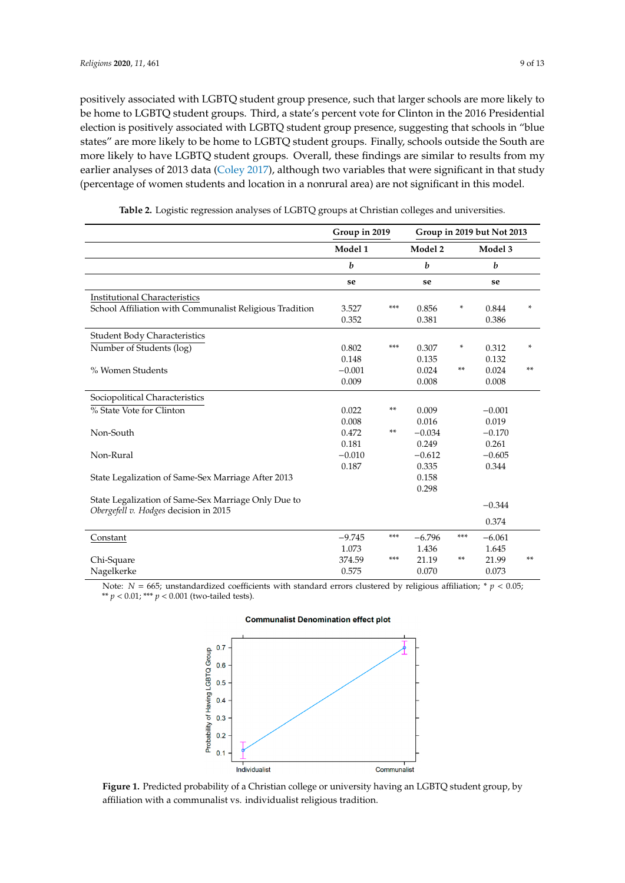positively associated with LGBTQ student group presence, such that larger schools are more likely to be home to LGBTQ student groups. Third, a state's percent vote for Clinton in the 2016 Presidential election is positively associated with LGBTQ student group presence, suggesting that schools in "blue states" are more likely to be home to LGBTQ student groups. Finally, schools outside the South are more likely to have LGBTQ student groups. Overall, these findings are similar to results from my earlier analyses of 2013 data (Coley 2017), although two variables that were significant in that study (percentage of women students and location in a nonrural area) are not significant in this model.

**Table 2.** Logistic regression analyses of LGBTQ groups at Christian colleges and universities.

| | Group in 2019 | | Group in 2019 but Not 2013 | | | |
|---|---|---|---|---|---|---|
| | Model 1 | | Model 2 | | Model 3 | |
| | ***b*** | | ***b*** | | ***b*** | |
| | **se** | | **se** | | **se** | |
| Institutional Characteristics | | | | | | |
| School Affiliation with Communalist Religious Tradition | 3.527 | *** | 0.856 | * | 0.844 | * |
| | 0.352 | | 0.381 | | 0.386 | |
| Student Body Characteristics | | | | | | |
| Number of Students (log) | 0.802 | *** | 0.307 | * | 0.312 | * |
| | 0.148 | | 0.135 | | 0.132 | |
| % Women Students | −0.001 | | 0.024 | ** | 0.024 | ** |
| | 0.009 | | 0.008 | | 0.008 | |
| Sociopolitical Characteristics | | | | | | |
| % State Vote for Clinton | 0.022 | ** | 0.009 | | −0.001 | |
| | 0.008 | | 0.016 | | 0.019 | |
| Non-South | 0.472 | ** | −0.034 | | −0.170 | |
| | 0.181 | | 0.249 | | 0.261 | |
| Non-Rural | −0.010 | | −0.612 | | −0.605 | |
| | 0.187 | | 0.335 | | 0.344 | |
| State Legalization of Same-Sex Marriage After 2013 | | | 0.158 | | | |
| | | | 0.298 | | | |
| State Legalization of Same-Sex Marriage Only Due to *Obergefell v. Hodges* decision in 2015 | | | | | −0.344 | |
| | | | | | 0.374 | |
| Constant | −9.745 | *** | −6.796 | *** | −6.061 | |
| | 1.073 | | 1.436 | | 1.645 | |
| Chi-Square | 374.59 | *** | 21.19 | ** | 21.99 | ** |
| Nagelkerke | 0.575 | | 0.070 | | 0.073 | |

Note: $N = 665$; unstandardized coefficients with standard errors clustered by religious affiliation; * $p < 0.05$; ** $p < 0.01$; *** $p < 0.001$ (two-tailed tests).

**Figure 1.** Predicted probability of a Christian college or university having an LGBTQ student group, by affiliation with a communalist vs. individualist religious tradition.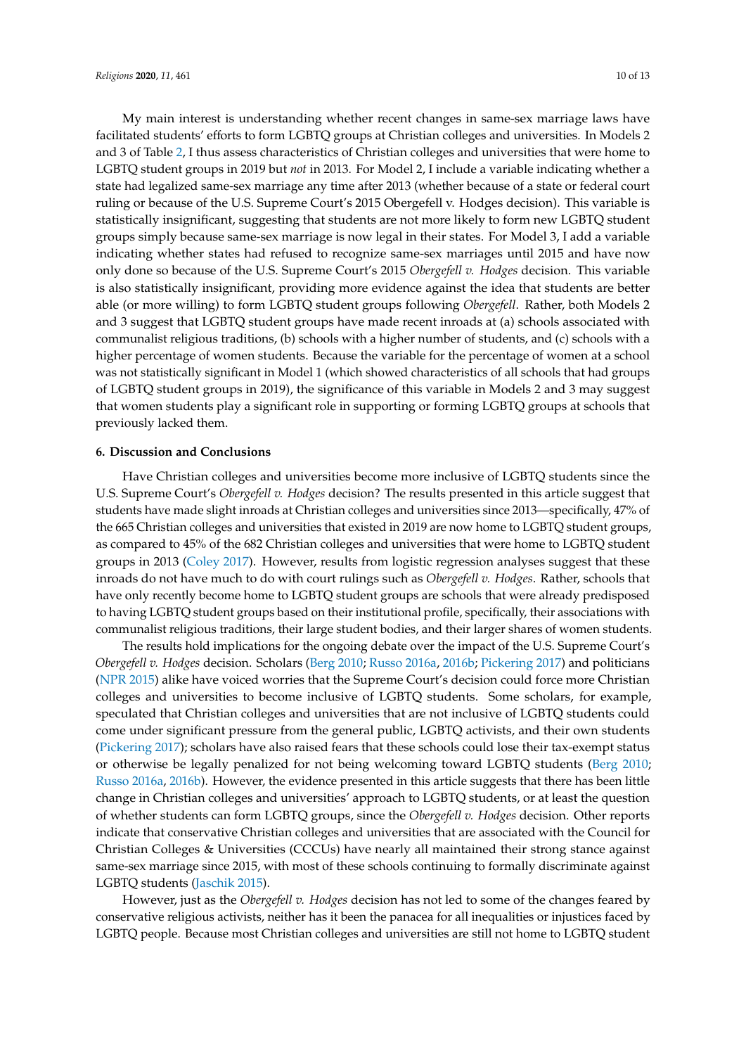My main interest is understanding whether recent changes in same-sex marriage laws have facilitated students' efforts to form LGBTQ groups at Christian colleges and universities. In Models 2 and 3 of Table 2, I thus assess characteristics of Christian colleges and universities that were home to LGBTQ student groups in 2019 but *not* in 2013. For Model 2, I include a variable indicating whether a state had legalized same-sex marriage any time after 2013 (whether because of a state or federal court ruling or because of the U.S. Supreme Court's 2015 Obergefell v. Hodges decision). This variable is statistically insignificant, suggesting that students are not more likely to form new LGBTQ student groups simply because same-sex marriage is now legal in their states. For Model 3, I add a variable indicating whether states had refused to recognize same-sex marriages until 2015 and have now only done so because of the U.S. Supreme Court's 2015 *Obergefell v. Hodges* decision. This variable is also statistically insignificant, providing more evidence against the idea that students are better able (or more willing) to form LGBTQ student groups following *Obergefell*. Rather, both Models 2 and 3 suggest that LGBTQ student groups have made recent inroads at (a) schools associated with communalist religious traditions, (b) schools with a higher number of students, and (c) schools with a higher percentage of women students. Because the variable for the percentage of women at a school was not statistically significant in Model 1 (which showed characteristics of all schools that had groups of LGBTQ student groups in 2019), the significance of this variable in Models 2 and 3 may suggest that women students play a significant role in supporting or forming LGBTQ groups at schools that previously lacked them.

## 6. Discussion and Conclusions

Have Christian colleges and universities become more inclusive of LGBTQ students since the U.S. Supreme Court's *Obergefell v. Hodges* decision? The results presented in this article suggest that students have made slight inroads at Christian colleges and universities since 2013—specifically, 47% of the 665 Christian colleges and universities that existed in 2019 are now home to LGBTQ student groups, as compared to 45% of the 682 Christian colleges and universities that were home to LGBTQ student groups in 2013 (Coley 2017). However, results from logistic regression analyses suggest that these inroads do not have much to do with court rulings such as *Obergefell v. Hodges*. Rather, schools that have only recently become home to LGBTQ student groups are schools that were already predisposed to having LGBTQ student groups based on their institutional profile, specifically, their associations with communalist religious traditions, their large student bodies, and their larger shares of women students.

The results hold implications for the ongoing debate over the impact of the U.S. Supreme Court's *Obergefell v. Hodges* decision. Scholars (Berg 2010; Russo 2016a, 2016b; Pickering 2017) and politicians (NPR 2015) alike have voiced worries that the Supreme Court's decision could force more Christian colleges and universities to become inclusive of LGBTQ students. Some scholars, for example, speculated that Christian colleges and universities that are not inclusive of LGBTQ students could come under significant pressure from the general public, LGBTQ activists, and their own students (Pickering 2017); scholars have also raised fears that these schools could lose their tax-exempt status or otherwise be legally penalized for not being welcoming toward LGBTQ students (Berg 2010; Russo 2016a, 2016b). However, the evidence presented in this article suggests that there has been little change in Christian colleges and universities' approach to LGBTQ students, or at least the question of whether students can form LGBTQ groups, since the *Obergefell v. Hodges* decision. Other reports indicate that conservative Christian colleges and universities that are associated with the Council for Christian Colleges & Universities (CCCUs) have nearly all maintained their strong stance against same-sex marriage since 2015, with most of these schools continuing to formally discriminate against LGBTQ students (Jaschik 2015).

However, just as the *Obergefell v. Hodges* decision has not led to some of the changes feared by conservative religious activists, neither has it been the panacea for all inequalities or injustices faced by LGBTQ people. Because most Christian colleges and universities are still not home to LGBTQ student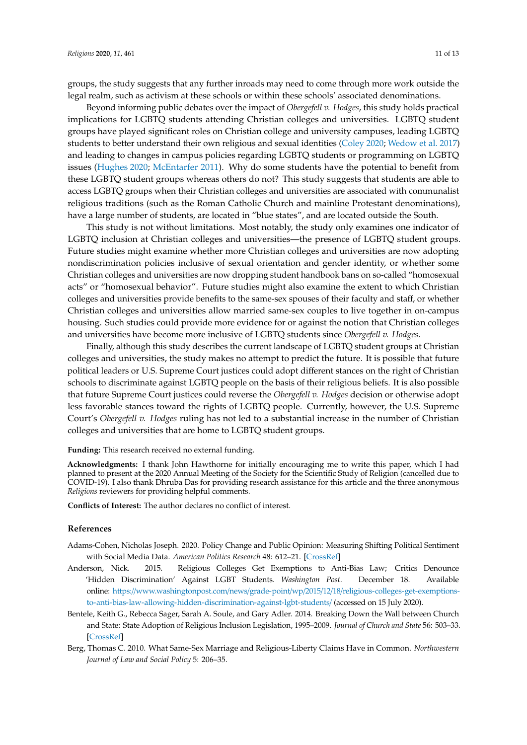groups, the study suggests that any further inroads may need to come through more work outside the legal realm, such as activism at these schools or within these schools' associated denominations.

Beyond informing public debates over the impact of *Obergefell v. Hodges*, this study holds practical implications for LGBTQ students attending Christian colleges and universities. LGBTQ student groups have played significant roles on Christian college and university campuses, leading LGBTQ students to better understand their own religious and sexual identities (Coley 2020; Wedow et al. 2017) and leading to changes in campus policies regarding LGBTQ students or programming on LGBTQ issues (Hughes 2020; McEntarfer 2011). Why do some students have the potential to benefit from these LGBTQ student groups whereas others do not? This study suggests that students are able to access LGBTQ groups when their Christian colleges and universities are associated with communalist religious traditions (such as the Roman Catholic Church and mainline Protestant denominations), have a large number of students, are located in "blue states", and are located outside the South.

This study is not without limitations. Most notably, the study only examines one indicator of LGBTQ inclusion at Christian colleges and universities—the presence of LGBTQ student groups. Future studies might examine whether more Christian colleges and universities are now adopting nondiscrimination policies inclusive of sexual orientation and gender identity, or whether some Christian colleges and universities are now dropping student handbook bans on so-called "homosexual acts" or "homosexual behavior". Future studies might also examine the extent to which Christian colleges and universities provide benefits to the same-sex spouses of their faculty and staff, or whether Christian colleges and universities allow married same-sex couples to live together in on-campus housing. Such studies could provide more evidence for or against the notion that Christian colleges and universities have become more inclusive of LGBTQ students since *Obergefell v. Hodges*.

Finally, although this study describes the current landscape of LGBTQ student groups at Christian colleges and universities, the study makes no attempt to predict the future. It is possible that future political leaders or U.S. Supreme Court justices could adopt different stances on the right of Christian schools to discriminate against LGBTQ people on the basis of their religious beliefs. It is also possible that future Supreme Court justices could reverse the *Obergefell v. Hodges* decision or otherwise adopt less favorable stances toward the rights of LGBTQ people. Currently, however, the U.S. Supreme Court's *Obergefell v. Hodges* ruling has not led to a substantial increase in the number of Christian colleges and universities that are home to LGBTQ student groups.

**Funding:** This research received no external funding.

**Acknowledgments:** I thank John Hawthorne for initially encouraging me to write this paper, which I had planned to present at the 2020 Annual Meeting of the Society for the Scientific Study of Religion (cancelled due to COVID-19). I also thank Dhruba Das for providing research assistance for this article and the three anonymous *Religions* reviewers for providing helpful comments.

**Conflicts of Interest:** The author declares no conflict of interest.

## References

Adams-Cohen, Nicholas Joseph. 2020. Policy Change and Public Opinion: Measuring Shifting Political Sentiment with Social Media Data. *American Politics Research* 48: 612–21. [CrossRef]

Anderson, Nick. 2015. Religious Colleges Get Exemptions to Anti-Bias Law; Critics Denounce 'Hidden Discrimination' Against LGBT Students. *Washington Post*. December 18. Available online: https://www.washingtonpost.com/news/grade-point/wp/2015/12/18/religious-colleges-get-exemptions-to-anti-bias-law-allowing-hidden-discrimination-against-lgbt-students/ (accessed on 15 July 2020).

Bentele, Keith G., Rebecca Sager, Sarah A. Soule, and Gary Adler. 2014. Breaking Down the Wall between Church and State: State Adoption of Religious Inclusion Legislation, 1995–2009. *Journal of Church and State* 56: 503–33. [CrossRef]

Berg, Thomas C. 2010. What Same-Sex Marriage and Religious-Liberty Claims Have in Common. *Northwestern Journal of Law and Social Policy* 5: 206–35.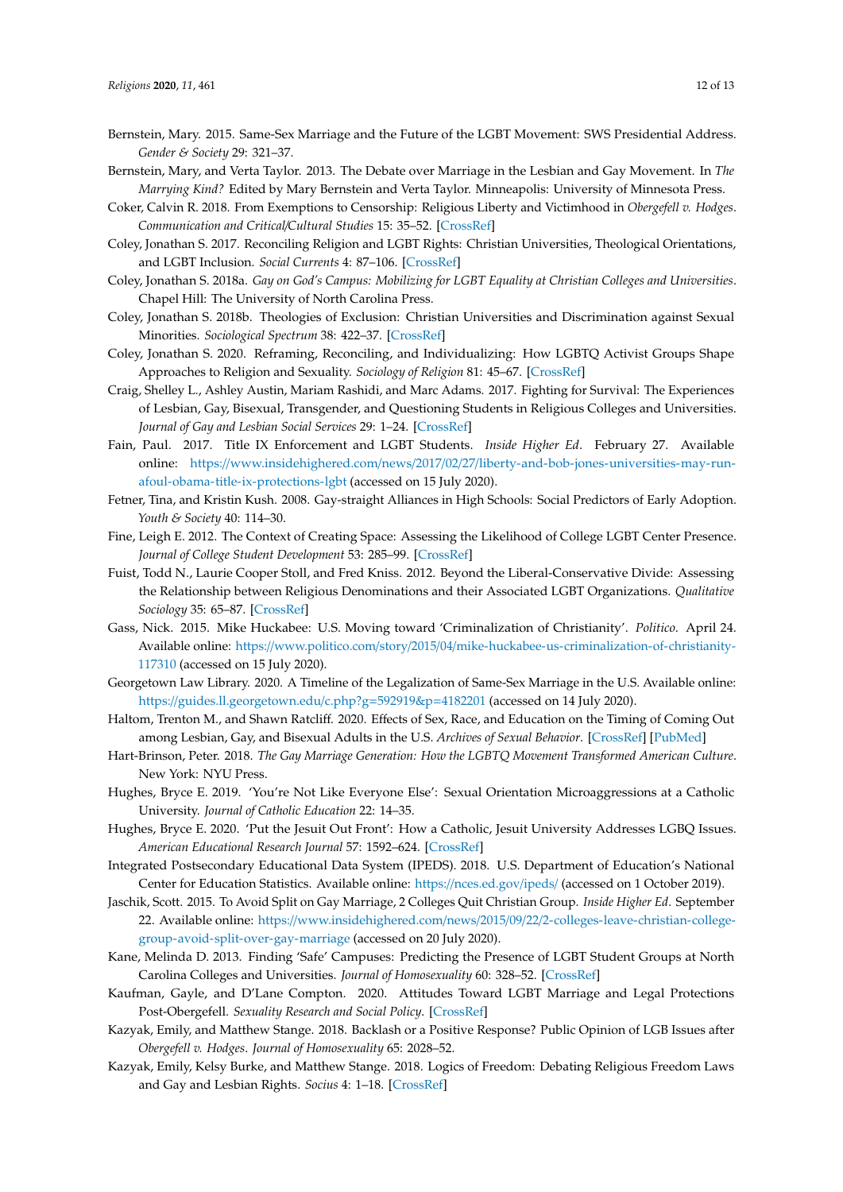Bernstein, Mary. 2015. Same-Sex Marriage and the Future of the LGBT Movement: SWS Presidential Address. *Gender & Society* 29: 321–37.

Bernstein, Mary, and Verta Taylor. 2013. The Debate over Marriage in the Lesbian and Gay Movement. In *The Marrying Kind?* Edited by Mary Bernstein and Verta Taylor. Minneapolis: University of Minnesota Press.

Coker, Calvin R. 2018. From Exemptions to Censorship: Religious Liberty and Victimhood in *Obergefell v. Hodges*. *Communication and Critical/Cultural Studies* 15: 35–52. [CrossRef]

Coley, Jonathan S. 2017. Reconciling Religion and LGBT Rights: Christian Universities, Theological Orientations, and LGBT Inclusion. *Social Currents* 4: 87–106. [CrossRef]

Coley, Jonathan S. 2018a. *Gay on God's Campus: Mobilizing for LGBT Equality at Christian Colleges and Universities*. Chapel Hill: The University of North Carolina Press.

Coley, Jonathan S. 2018b. Theologies of Exclusion: Christian Universities and Discrimination against Sexual Minorities. *Sociological Spectrum* 38: 422–37. [CrossRef]

Coley, Jonathan S. 2020. Reframing, Reconciling, and Individualizing: How LGBTQ Activist Groups Shape Approaches to Religion and Sexuality. *Sociology of Religion* 81: 45–67. [CrossRef]

Craig, Shelley L., Ashley Austin, Mariam Rashidi, and Marc Adams. 2017. Fighting for Survival: The Experiences of Lesbian, Gay, Bisexual, Transgender, and Questioning Students in Religious Colleges and Universities. *Journal of Gay and Lesbian Social Services* 29: 1–24. [CrossRef]

Fain, Paul. 2017. Title IX Enforcement and LGBT Students. *Inside Higher Ed*. February 27. Available online: https://www.insidehighered.com/news/2017/02/27/liberty-and-bob-jones-universities-may-run-afoul-obama-title-ix-protections-lgbt (accessed on 15 July 2020).

Fetner, Tina, and Kristin Kush. 2008. Gay-straight Alliances in High Schools: Social Predictors of Early Adoption. *Youth & Society* 40: 114–30.

Fine, Leigh E. 2012. The Context of Creating Space: Assessing the Likelihood of College LGBT Center Presence. *Journal of College Student Development* 53: 285–99. [CrossRef]

Fuist, Todd N., Laurie Cooper Stoll, and Fred Kniss. 2012. Beyond the Liberal-Conservative Divide: Assessing the Relationship between Religious Denominations and their Associated LGBT Organizations. *Qualitative Sociology* 35: 65–87. [CrossRef]

Gass, Nick. 2015. Mike Huckabee: U.S. Moving toward 'Criminalization of Christianity'. *Politico*. April 24. Available online: https://www.politico.com/story/2015/04/mike-huckabee-us-criminalization-of-christianity-117310 (accessed on 15 July 2020).

Georgetown Law Library. 2020. A Timeline of the Legalization of Same-Sex Marriage in the U.S. Available online: https://guides.ll.georgetown.edu/c.php?g=592919&p=4182201 (accessed on 14 July 2020).

Haltom, Trenton M., and Shawn Ratcliff. 2020. Effects of Sex, Race, and Education on the Timing of Coming Out among Lesbian, Gay, and Bisexual Adults in the U.S. *Archives of Sexual Behavior*. [CrossRef] [PubMed]

Hart-Brinson, Peter. 2018. *The Gay Marriage Generation: How the LGBTQ Movement Transformed American Culture*. New York: NYU Press.

Hughes, Bryce E. 2019. 'You're Not Like Everyone Else': Sexual Orientation Microaggressions at a Catholic University. *Journal of Catholic Education* 22: 14–35.

Hughes, Bryce E. 2020. 'Put the Jesuit Out Front': How a Catholic, Jesuit University Addresses LGBQ Issues. *American Educational Research Journal* 57: 1592–624. [CrossRef]

Integrated Postsecondary Educational Data System (IPEDS). 2018. U.S. Department of Education's National Center for Education Statistics. Available online: https://nces.ed.gov/ipeds/ (accessed on 1 October 2019).

Jaschik, Scott. 2015. To Avoid Split on Gay Marriage, 2 Colleges Quit Christian Group. *Inside Higher Ed*. September 22. Available online: https://www.insidehighered.com/news/2015/09/22/2-colleges-leave-christian-college-group-avoid-split-over-gay-marriage (accessed on 20 July 2020).

Kane, Melinda D. 2013. Finding 'Safe' Campuses: Predicting the Presence of LGBT Student Groups at North Carolina Colleges and Universities. *Journal of Homosexuality* 60: 328–52. [CrossRef]

Kaufman, Gayle, and D'Lane Compton. 2020. Attitudes Toward LGBT Marriage and Legal Protections Post-Obergefell. *Sexuality Research and Social Policy*. [CrossRef]

Kazyak, Emily, and Matthew Stange. 2018. Backlash or a Positive Response? Public Opinion of LGB Issues after *Obergefell v. Hodges*. *Journal of Homosexuality* 65: 2028–52.

Kazyak, Emily, Kelsy Burke, and Matthew Stange. 2018. Logics of Freedom: Debating Religious Freedom Laws and Gay and Lesbian Rights. *Socius* 4: 1–18. [CrossRef]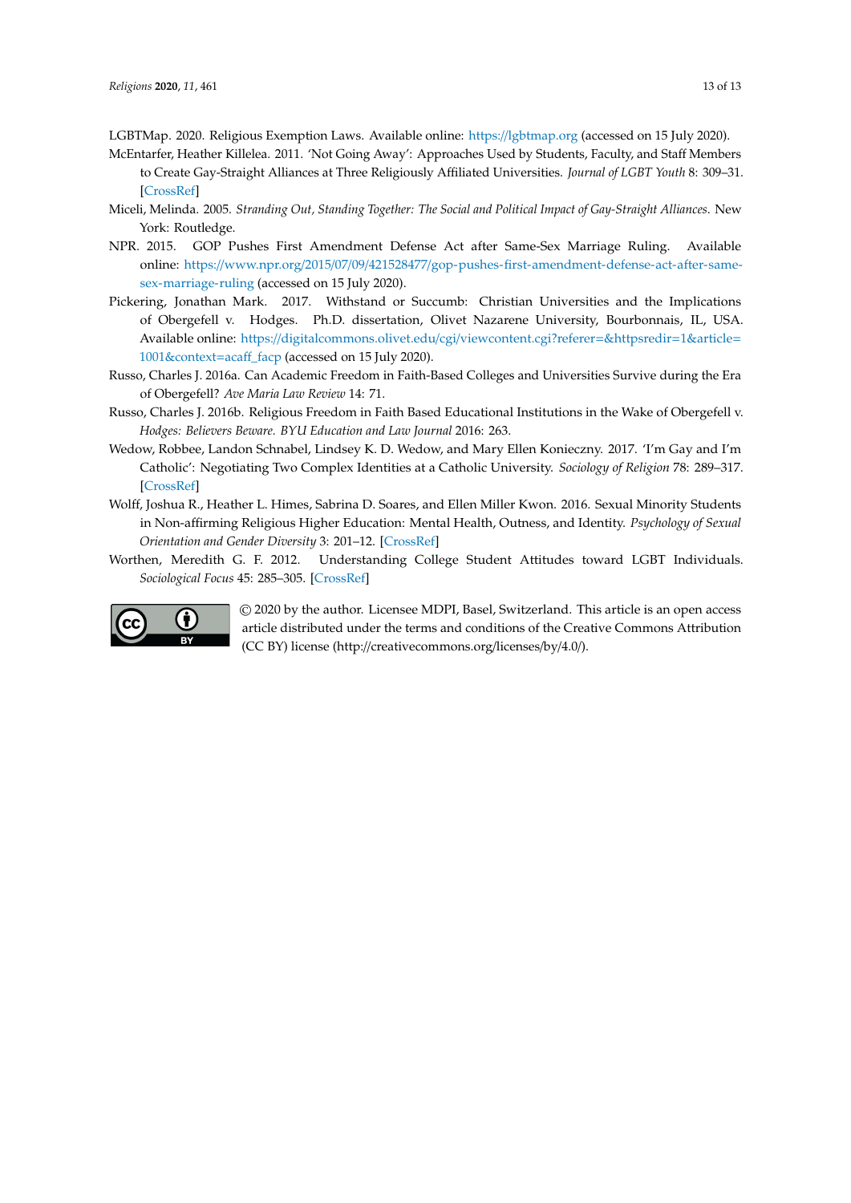LGBTMap. 2020. Religious Exemption Laws. Available online: https://lgbtmap.org (accessed on 15 July 2020).

McEntarfer, Heather Killelea. 2011. 'Not Going Away': Approaches Used by Students, Faculty, and Staff Members to Create Gay-Straight Alliances at Three Religiously Affiliated Universities. *Journal of LGBT Youth* 8: 309–31. [CrossRef]

Miceli, Melinda. 2005. *Stranding Out, Standing Together: The Social and Political Impact of Gay-Straight Alliances*. New York: Routledge.

NPR. 2015. GOP Pushes First Amendment Defense Act after Same-Sex Marriage Ruling. Available online: https://www.npr.org/2015/07/09/421528477/gop-pushes-first-amendment-defense-act-after-same-sex-marriage-ruling (accessed on 15 July 2020).

Pickering, Jonathan Mark. 2017. Withstand or Succumb: Christian Universities and the Implications of Obergefell v. Hodges. Ph.D. dissertation, Olivet Nazarene University, Bourbonnais, IL, USA. Available online: https://digitalcommons.olivet.edu/cgi/viewcontent.cgi?referer=&httpsredir=1&article=1001&context=acaff_facp (accessed on 15 July 2020).

Russo, Charles J. 2016a. Can Academic Freedom in Faith-Based Colleges and Universities Survive during the Era of Obergefell? *Ave Maria Law Review* 14: 71.

Russo, Charles J. 2016b. Religious Freedom in Faith Based Educational Institutions in the Wake of Obergefell v. Hodges: Believers Beware. *BYU Education and Law Journal* 2016: 263.

Wedow, Robbee, Landon Schnabel, Lindsey K. D. Wedow, and Mary Ellen Konieczny. 2017. 'I'm Gay and I'm Catholic': Negotiating Two Complex Identities at a Catholic University. *Sociology of Religion* 78: 289–317. [CrossRef]

Wolff, Joshua R., Heather L. Himes, Sabrina D. Soares, and Ellen Miller Kwon. 2016. Sexual Minority Students in Non-affirming Religious Higher Education: Mental Health, Outness, and Identity. *Psychology of Sexual Orientation and Gender Diversity* 3: 201–12. [CrossRef]

Worthen, Meredith G. F. 2012. Understanding College Student Attitudes toward LGBT Individuals. *Sociological Focus* 45: 285–305. [CrossRef]

© 2020 by the author. Licensee MDPI, Basel, Switzerland. This article is an open access article distributed under the terms and conditions of the Creative Commons Attribution (CC BY) license (http://creativecommons.org/licenses/by/4.0/).